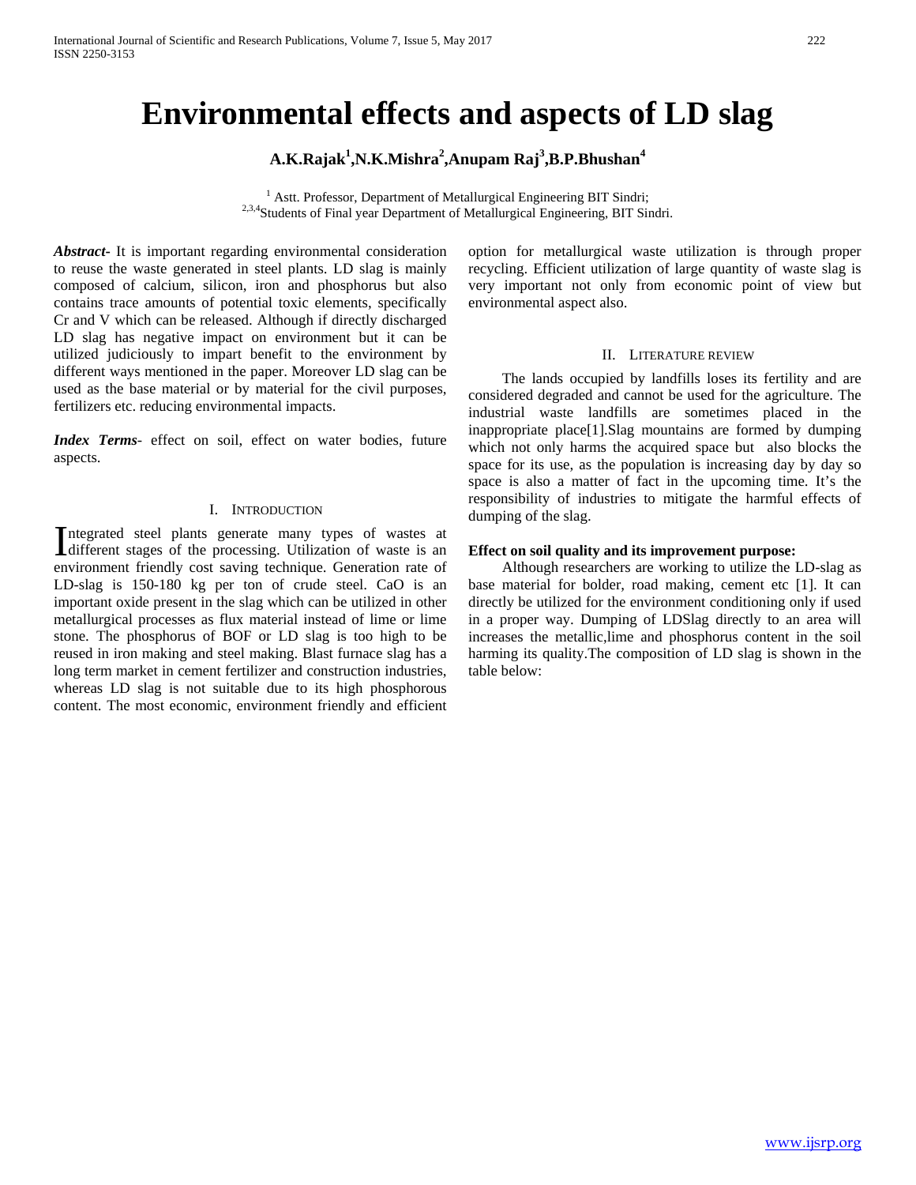# Environmental effects and aspects of LD slag

**A.K.Rajak[1],N.K.Mishra[2],Anupam Raj[3],B.P.Bhushan[4]**

[1] Astt. Professor, Department of Metallurgical Engineering BIT Sindri;
[2,3,4]Students of Final year Department of Metallurgical Engineering, BIT Sindri.

***Abstract***- It is important regarding environmental consideration to reuse the waste generated in steel plants. LD slag is mainly composed of calcium, silicon, iron and phosphorus but also contains trace amounts of potential toxic elements, specifically Cr and V which can be released. Although if directly discharged LD slag has negative impact on environment but it can be utilized judiciously to impart benefit to the environment by different ways mentioned in the paper. Moreover LD slag can be used as the base material or by material for the civil purposes, fertilizers etc. reducing environmental impacts.

***Index Terms***- effect on soil, effect on water bodies, future aspects.

## I. Introduction

Integrated steel plants generate many types of wastes at different stages of the processing. Utilization of waste is an environment friendly cost saving technique. Generation rate of LD-slag is 150-180 kg per ton of crude steel. CaO is an important oxide present in the slag which can be utilized in other metallurgical processes as flux material instead of lime or lime stone. The phosphorus of BOF or LD slag is too high to be reused in iron making and steel making. Blast furnace slag has a long term market in cement fertilizer and construction industries, whereas LD slag is not suitable due to its high phosphorous content. The most economic, environment friendly and efficient option for metallurgical waste utilization is through proper recycling. Efficient utilization of large quantity of waste slag is very important not only from economic point of view but environmental aspect also.

## II. Literature review

The lands occupied by landfills loses its fertility and are considered degraded and cannot be used for the agriculture. The industrial waste landfills are sometimes placed in the inappropriate place[1].Slag mountains are formed by dumping which not only harms the acquired space but also blocks the space for its use, as the population is increasing day by day so space is also a matter of fact in the upcoming time. It's the responsibility of industries to mitigate the harmful effects of dumping of the slag.

**Effect on soil quality and its improvement purpose:**

Although researchers are working to utilize the LD-slag as base material for bolder, road making, cement etc [1]. It can directly be utilized for the environment conditioning only if used in a proper way. Dumping of LDSlag directly to an area will increases the metallic,lime and phosphorus content in the soil harming its quality.The composition of LD slag is shown in the table below: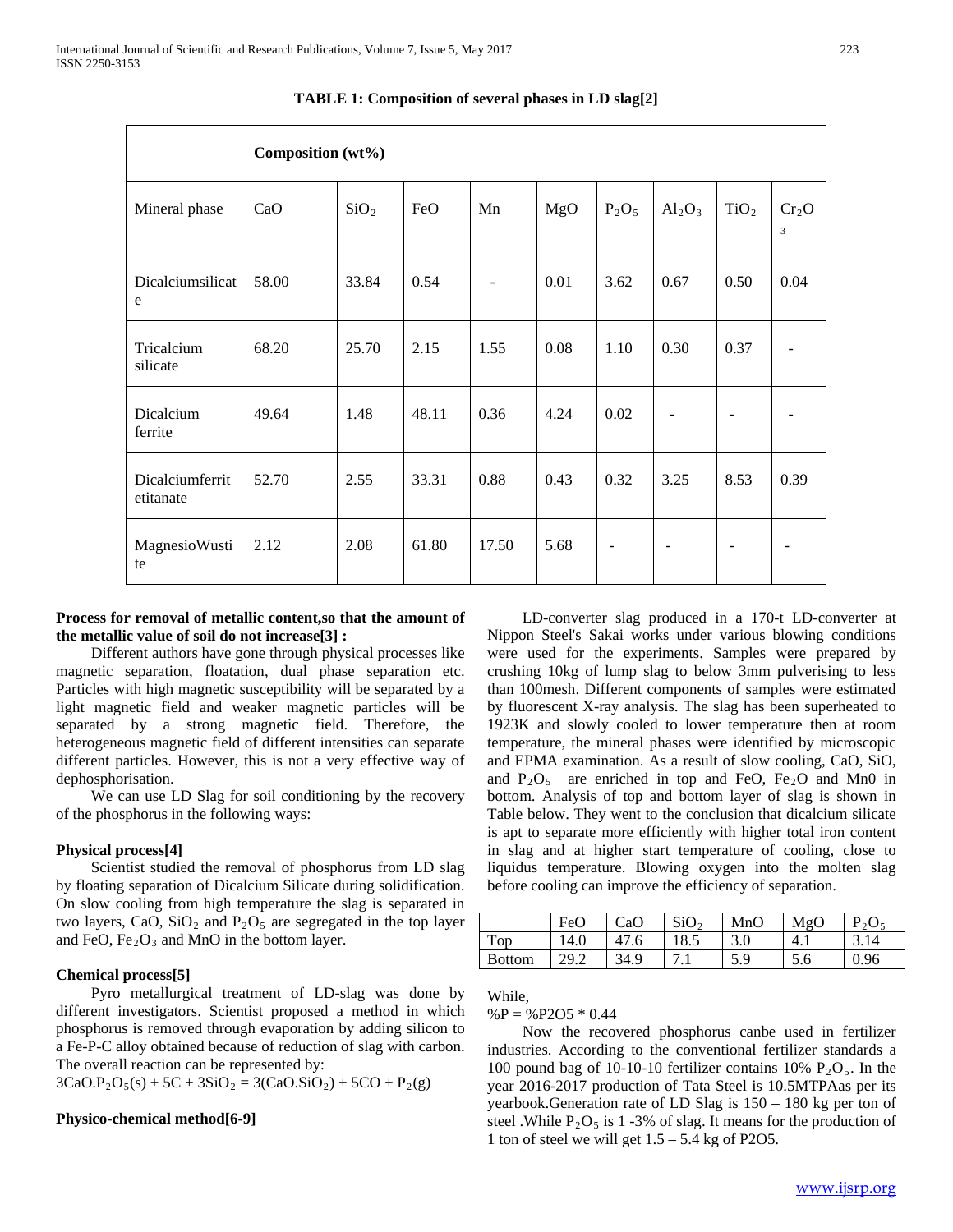**TABLE 1: Composition of several phases in LD slag[2]**

| | Composition (wt%) | | | | | | | | |
|---|---|---|---|---|---|---|---|---|---|
| Mineral phase | CaO | $SiO_2$ | FeO | Mn | MgO | $P_2O_5$ | $Al_2O_3$ | $TiO_2$ | $Cr_2O_3$ |
| Dicalciumsilicate | 58.00 | 33.84 | 0.54 | - | 0.01 | 3.62 | 0.67 | 0.50 | 0.04 |
| Tricalcium silicate | 68.20 | 25.70 | 2.15 | 1.55 | 0.08 | 1.10 | 0.30 | 0.37 | - |
| Dicalcium ferrite | 49.64 | 1.48 | 48.11 | 0.36 | 4.24 | 0.02 | - | - | - |
| Dicalciumferritetitanate | 52.70 | 2.55 | 33.31 | 0.88 | 0.43 | 0.32 | 3.25 | 8.53 | 0.39 |
| MagnesioWustite | 2.12 | 2.08 | 61.80 | 17.50 | 5.68 | - | - | - | - |

**Process for removal of metallic content,so that the amount of the metallic value of soil do not increase[3] :**

Different authors have gone through physical processes like magnetic separation, floatation, dual phase separation etc. Particles with high magnetic susceptibility will be separated by a light magnetic field and weaker magnetic particles will be separated by a strong magnetic field. Therefore, the heterogeneous magnetic field of different intensities can separate different particles. However, this is not a very effective way of dephosphorisation.

We can use LD Slag for soil conditioning by the recovery of the phosphorus in the following ways:

**Physical process[4]**

Scientist studied the removal of phosphorus from LD slag by floating separation of Dicalcium Silicate during solidification. On slow cooling from high temperature the slag is separated in two layers, CaO, $SiO_2$ and $P_2O_5$ are segregated in the top layer and FeO, $Fe_2O_3$ and MnO in the bottom layer.

**Chemical process[5]**

Pyro metallurgical treatment of LD-slag was done by different investigators. Scientist proposed a method in which phosphorus is removed through evaporation by adding silicon to a Fe-P-C alloy obtained because of reduction of slag with carbon. The overall reaction can be represented by:

$3CaO.P_2O_5(s) + 5C + 3SiO_2 = 3(CaO.SiO_2) + 5CO + P_2(g)$

**Physico-chemical method[6-9]**

LD-converter slag produced in a 170-t LD-converter at Nippon Steel's Sakai works under various blowing conditions were used for the experiments. Samples were prepared by crushing 10kg of lump slag to below 3mm pulverising to less than 100mesh. Different components of samples were estimated by fluorescent X-ray analysis. The slag has been superheated to 1923K and slowly cooled to lower temperature then at room temperature, the mineral phases were identified by microscopic and EPMA examination. As a result of slow cooling, CaO, SiO, and $P_2O_5$ are enriched in top and FeO, $Fe_2O$ and Mn0 in bottom. Analysis of top and bottom layer of slag is shown in Table below. They went to the conclusion that dicalcium silicate is apt to separate more efficiently with higher total iron content in slag and at higher start temperature of cooling, close to liquidus temperature. Blowing oxygen into the molten slag before cooling can improve the efficiency of separation.

| | FeO | CaO | $SiO_2$ | MnO | MgO | $P_2O_5$ |
|---|---|---|---|---|---|---|
| Top | 14.0 | 47.6 | 18.5 | 3.0 | 4.1 | 3.14 |
| Bottom | 29.2 | 34.9 | 7.1 | 5.9 | 5.6 | 0.96 |

While,

%P = %P2O5 * 0.44

Now the recovered phosphorus canbe used in fertilizer industries. According to the conventional fertilizer standards a 100 pound bag of 10-10-10 fertilizer contains 10% $P_2O_5$. In the year 2016-2017 production of Tata Steel is 10.5MTPAas per its yearbook.Generation rate of LD Slag is 150 – 180 kg per ton of steel .While $P_2O_5$ is 1 -3% of slag. It means for the production of 1 ton of steel we will get 1.5 – 5.4 kg of P2O5.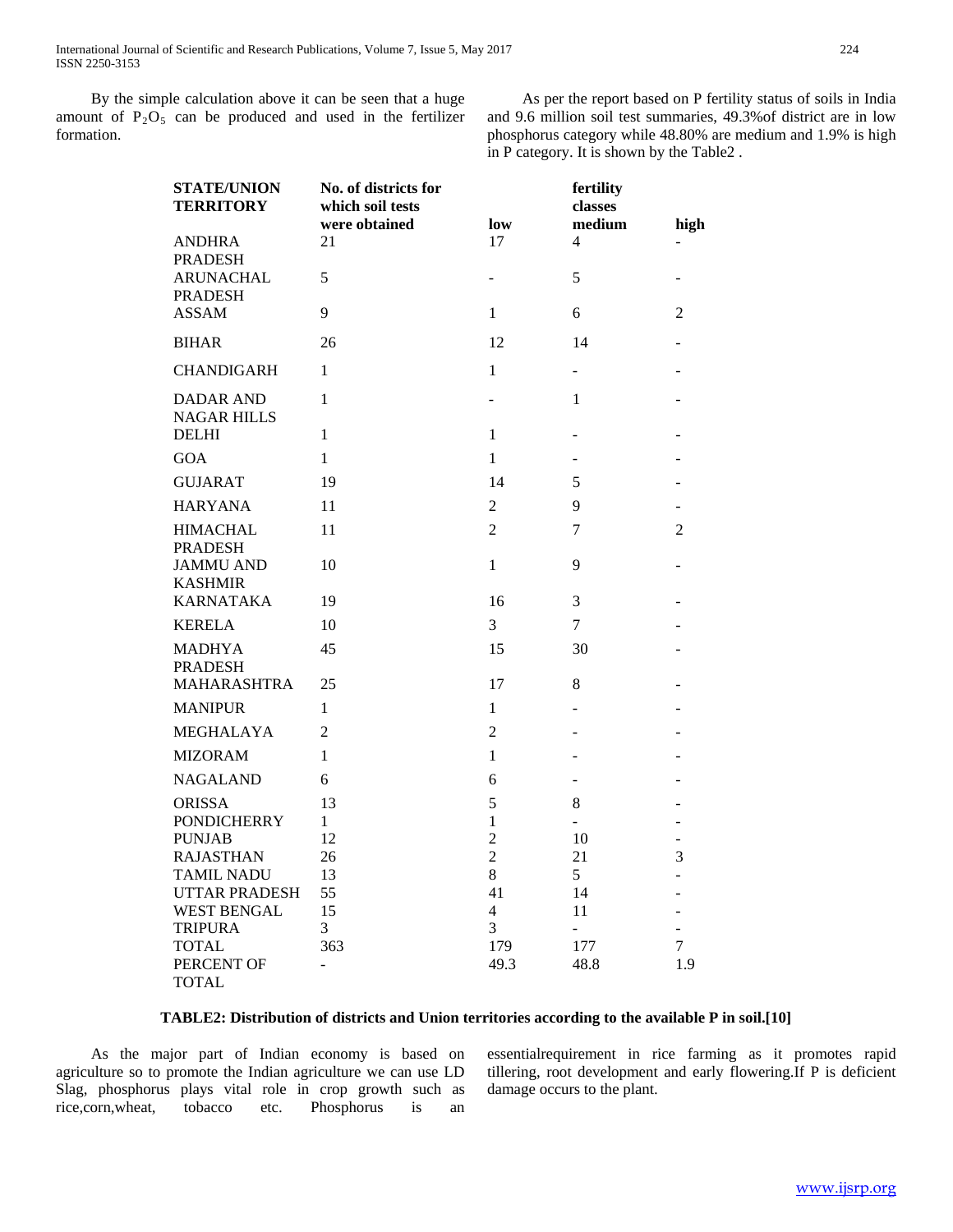By the simple calculation above it can be seen that a huge amount of $P_2O_5$ can be produced and used in the fertilizer formation.

As per the report based on P fertility status of soils in India and 9.6 million soil test summaries, 49.3%of district are in low phosphorus category while 48.80% are medium and 1.9% is high in P category. It is shown by the Table2 .

| **STATE/UNION TERRITORY** | **No. of districts for which soil tests were obtained** | **low** | **fertility classes medium** | **high** |
|---|---|---|---|---|
| ANDHRA PRADESH | 21 | 17 | 4 | - |
| ARUNACHAL PRADESH | 5 | - | 5 | - |
| ASSAM | 9 | 1 | 6 | 2 |
| BIHAR | 26 | 12 | 14 | - |
| CHANDIGARH | 1 | 1 | - | - |
| DADAR AND NAGAR HILLS | 1 | - | 1 | - |
| DELHI | 1 | 1 | - | - |
| GOA | 1 | 1 | - | - |
| GUJARAT | 19 | 14 | 5 | - |
| HARYANA | 11 | 2 | 9 | - |
| HIMACHAL PRADESH | 11 | 2 | 7 | 2 |
| JAMMU AND KASHMIR | 10 | 1 | 9 | - |
| KARNATAKA | 19 | 16 | 3 | - |
| KERELA | 10 | 3 | 7 | - |
| MADHYA PRADESH | 45 | 15 | 30 | - |
| MAHARASHTRA | 25 | 17 | 8 | - |
| MANIPUR | 1 | 1 | - | - |
| MEGHALAYA | 2 | 2 | - | - |
| MIZORAM | 1 | 1 | - | - |
| NAGALAND | 6 | 6 | - | - |
| ORISSA | 13 | 5 | 8 | - |
| PONDICHERRY | 1 | 1 | - | - |
| PUNJAB | 12 | 2 | 10 | - |
| RAJASTHAN | 26 | 2 | 21 | 3 |
| TAMIL NADU | 13 | 8 | 5 | - |
| UTTAR PRADESH | 55 | 41 | 14 | - |
| WEST BENGAL | 15 | 4 | 11 | - |
| TRIPURA | 3 | 3 | - | - |
| TOTAL | 363 | 179 | 177 | 7 |
| PERCENT OF TOTAL | - | 49.3 | 48.8 | 1.9 |

**TABLE2: Distribution of districts and Union territories according to the available P in soil.[10]**

As the major part of Indian economy is based on agriculture so to promote the Indian agriculture we can use LD Slag, phosphorus plays vital role in crop growth such as rice,corn,wheat, tobacco etc. Phosphorus is an essentialrequirement in rice farming as it promotes rapid tillering, root development and early flowering.If P is deficient damage occurs to the plant.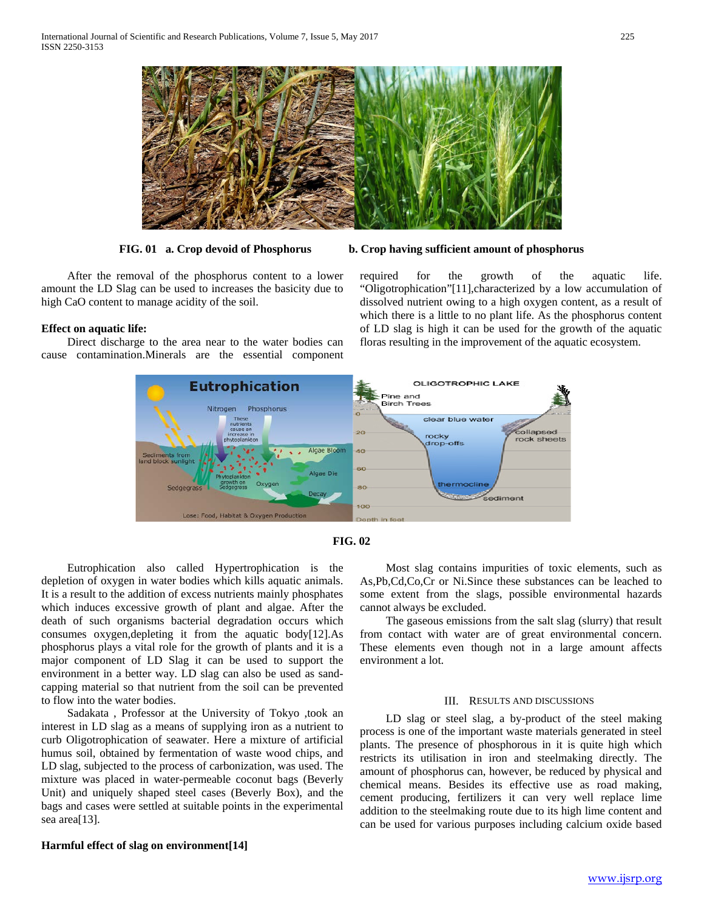**FIG. 01 a. Crop devoid of Phosphorus b. Crop having sufficient amount of phosphorus**

After the removal of the phosphorus content to a lower amount the LD Slag can be used to increases the basicity due to high CaO content to manage acidity of the soil.

**Effect on aquatic life:**

Direct discharge to the area near to the water bodies can cause contamination.Minerals are the essential component required for the growth of the aquatic life. "Oligotrophication"[11],characterized by a low accumulation of dissolved nutrient owing to a high oxygen content, as a result of which there is a little to no plant life. As the phosphorus content of LD slag is high it can be used for the growth of the aquatic floras resulting in the improvement of the aquatic ecosystem.

**FIG. 02**

Eutrophication also called Hypertrophication is the depletion of oxygen in water bodies which kills aquatic animals. It is a result to the addition of excess nutrients mainly phosphates which induces excessive growth of plant and algae. After the death of such organisms bacterial degradation occurs which consumes oxygen,depleting it from the aquatic body[12].As phosphorus plays a vital role for the growth of plants and it is a major component of LD Slag it can be used to support the environment in a better way. LD slag can also be used as sand-capping material so that nutrient from the soil can be prevented to flow into the water bodies.

Sadakata , Professor at the University of Tokyo ,took an interest in LD slag as a means of supplying iron as a nutrient to curb Oligotrophication of seawater. Here a mixture of artificial humus soil, obtained by fermentation of waste wood chips, and LD slag, subjected to the process of carbonization, was used. The mixture was placed in water-permeable coconut bags (Beverly Unit) and uniquely shaped steel cases (Beverly Box), and the bags and cases were settled at suitable points in the experimental sea area[13].

**Harmful effect of slag on environment[14]**

Most slag contains impurities of toxic elements, such as As,Pb,Cd,Co,Cr or Ni.Since these substances can be leached to some extent from the slags, possible environmental hazards cannot always be excluded.

The gaseous emissions from the salt slag (slurry) that result from contact with water are of great environmental concern. These elements even though not in a large amount affects environment a lot.

## III. Results and Discussions

LD slag or steel slag, a by-product of the steel making process is one of the important waste materials generated in steel plants. The presence of phosphorous in it is quite high which restricts its utilisation in iron and steelmaking directly. The amount of phosphorus can, however, be reduced by physical and chemical means. Besides its effective use as road making, cement producing, fertilizers it can very well replace lime addition to the steelmaking route due to its high lime content and can be used for various purposes including calcium oxide based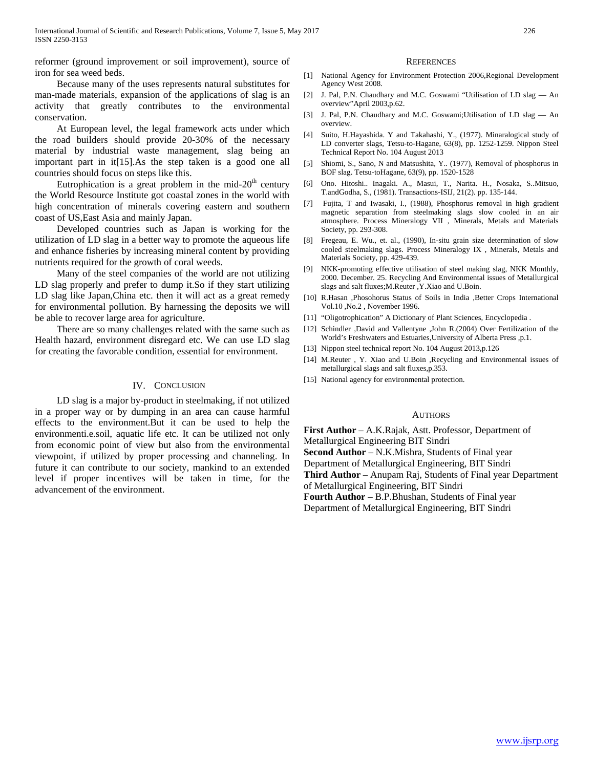reformer (ground improvement or soil improvement), source of iron for sea weed beds.

Because many of the uses represents natural substitutes for man-made materials, expansion of the applications of slag is an activity that greatly contributes to the environmental conservation.

At European level, the legal framework acts under which the road builders should provide 20-30% of the necessary material by industrial waste management, slag being an important part in it[15].As the step taken is a good one all countries should focus on steps like this.

Eutrophication is a great problem in the mid-20th century the World Resource Institute got coastal zones in the world with high concentration of minerals covering eastern and southern coast of US,East Asia and mainly Japan.

Developed countries such as Japan is working for the utilization of LD slag in a better way to promote the aqueous life and enhance fisheries by increasing mineral content by providing nutrients required for the growth of coral weeds.

Many of the steel companies of the world are not utilizing LD slag properly and prefer to dump it.So if they start utilizing LD slag like Japan,China etc. then it will act as a great remedy for environmental pollution. By harnessing the deposits we will be able to recover large area for agriculture.

There are so many challenges related with the same such as Health hazard, environment disregard etc. We can use LD slag for creating the favorable condition, essential for environment.

## IV. Conclusion

LD slag is a major by-product in steelmaking, if not utilized in a proper way or by dumping in an area can cause harmful effects to the environment.But it can be used to help the environmenti.e.soil, aquatic life etc. It can be utilized not only from economic point of view but also from the environmental viewpoint, if utilized by proper processing and channeling. In future it can contribute to our society, mankind to an extended level if proper incentives will be taken in time, for the advancement of the environment.

## References

[1] National Agency for Environment Protection 2006,Regional Development Agency West 2008.

[2] J. Pal, P.N. Chaudhary and M.C. Goswami "Utilisation of LD slag — An overview"April 2003,p.62.

[3] J. Pal, P.N. Chaudhary and M.C. Goswami;Utilisation of LD slag — An overview.

[4] Suito, H.Hayashida. Y and Takahashi, Y., (1977). Minaralogical study of LD converter slags, Tetsu-to-Hagane, 63(8), pp. 1252-1259. Nippon Steel Technical Report No. 104 August 2013

[5] Shiomi, S., Sano, N and Matsushita, Y.. (1977), Removal of phosphorus in BOF slag. Tetsu-toHagane, 63(9), pp. 1520-1528

[6] Ono. Hitoshi.. Inagaki. A., Masui, T., Narita. H., Nosaka, S..Mitsuo, T.andGodha, S., (1981). Transactions-ISIJ, 21(2). pp. 135-144.

[7] Fujita, T and Iwasaki, I., (1988), Phosphorus removal in high gradient magnetic separation from steelmaking slags slow cooled in an air atmosphere. Process Mineralogy VII , Minerals, Metals and Materials Society, pp. 293-308.

[8] Fregeau, E. Wu., et. al., (1990), In-situ grain size determination of slow cooled steelmaking slags. Process Mineralogy IX , Minerals, Metals and Materials Society, pp. 429-439.

[9] NKK-promoting effective utilisation of steel making slag, NKK Monthly, 2000. December. 25. Recycling And Environmental issues of Metallurgical slags and salt fluxes;M.Reuter ,Y.Xiao and U.Boin.

[10] R.Hasan ,Phosohorus Status of Soils in India ,Better Crops International Vol.10 ,No.2 , November 1996.

[11] "Oligotrophication" A Dictionary of Plant Sciences, Encyclopedia .

[12] Schindler ,David and Vallentyne ,John R.(2004) Over Fertilization of the World's Freshwaters and Estuaries,University of Alberta Press ,p.1.

[13] Nippon steel technical report No. 104 August 2013,p.126

[14] M.Reuter , Y. Xiao and U.Boin ,Recycling and Environmental issues of metallurgical slags and salt fluxes,p.353.

[15] National agency for environmental protection.

## Authors

**First Author** – A.K.Rajak, Astt. Professor, Department of Metallurgical Engineering BIT Sindri

**Second Author** – N.K.Mishra, Students of Final year Department of Metallurgical Engineering, BIT Sindri

**Third Author** – Anupam Raj, Students of Final year Department of Metallurgical Engineering, BIT Sindri

**Fourth Author** – B.P.Bhushan, Students of Final year Department of Metallurgical Engineering, BIT Sindri